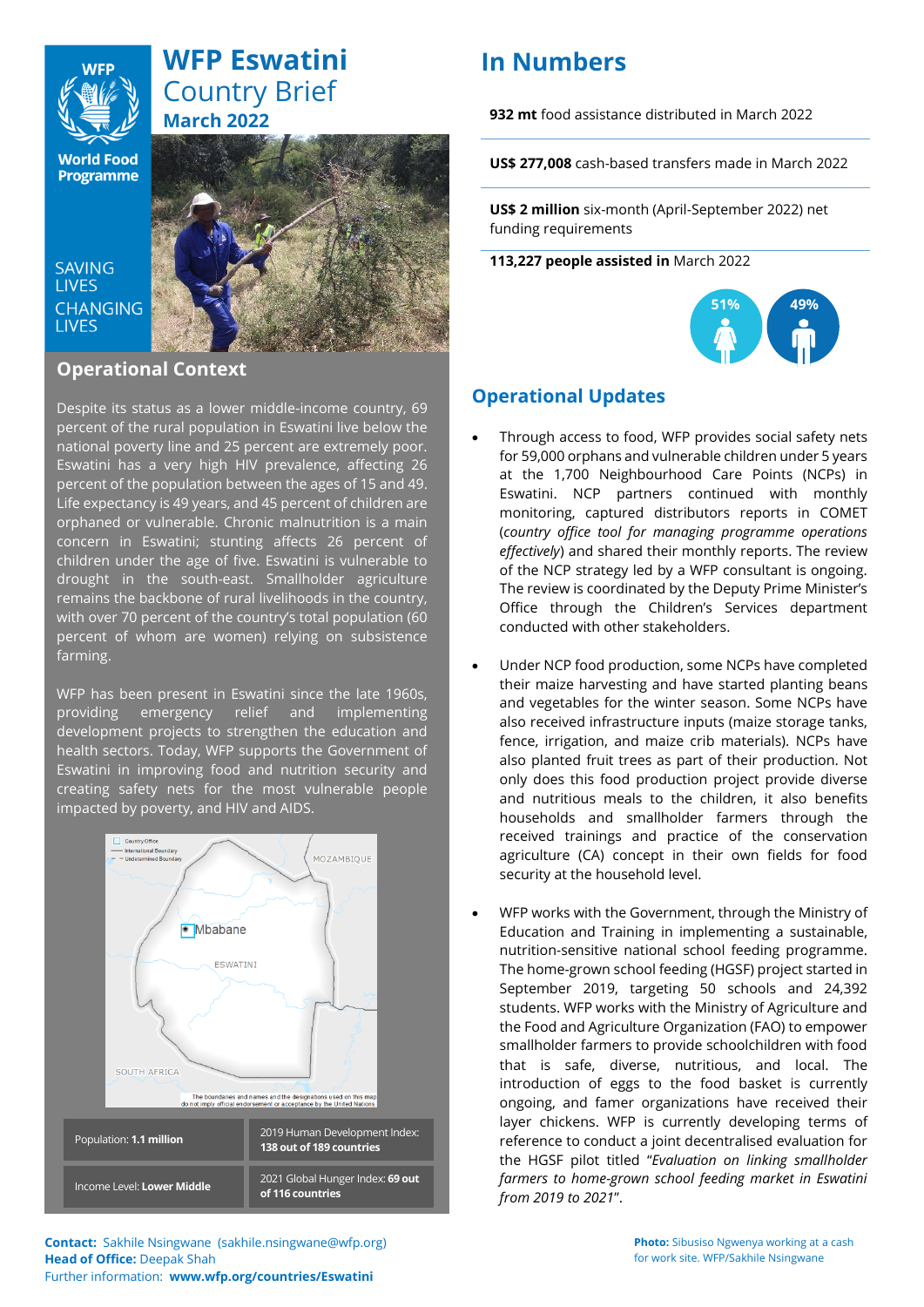# WFP Eswatini Country Brief

## March 2022

SAVING LIVES CHANGING LIVES

## Operational Context

Despite its status as a lower middle-income country, 69 percent of the rural population in Eswatini live below the national poverty line and 25 percent are extremely poor. Eswatini has a very high HIV prevalence, affecting 26 percent of the population between the ages of 15 and 49. Life expectancy is 49 years, and 45 percent of children are orphaned or vulnerable. Chronic malnutrition is a main concern in Eswatini; stunting affects 26 percent of children under the age of five. Eswatini is vulnerable to drought in the south-east. Smallholder agriculture remains the backbone of rural livelihoods in the country, with over 70 percent of the country's total population (60 percent of whom are women) relying on subsistence farming.

WFP has been present in Eswatini since the late 1960s, providing emergency relief and implementing development projects to strengthen the education and health sectors. Today, WFP supports the Government of Eswatini in improving food and nutrition security and creating safety nets for the most vulnerable people impacted by poverty, and HIV and AIDS.

| Population: **1.1 million** | 2019 Human Development Index: **138 out of 189 countries** |
|---|---|
| Income Level: **Lower Middle** | 2021 Global Hunger Index: **69 out of 116 countries** |

**Contact:** Sakhile Nsingwane (sakhile.nsingwane@wfp.org)
**Head of Office:** Deepak Shah
Further information: **www.wfp.org/countries/Eswatini**

**Photo:** Sibusiso Ngwenya working at a cash for work site. WFP/Sakhile Nsingwane

## In Numbers

**932 mt** food assistance distributed in March 2022

**US$ 277,008** cash-based transfers made in March 2022

**US$ 2 million** six-month (April-September 2022) net funding requirements

**113,227 people assisted in** March 2022

51% 49%

## Operational Updates

- Through access to food, WFP provides social safety nets for 59,000 orphans and vulnerable children under 5 years at the 1,700 Neighbourhood Care Points (NCPs) in Eswatini. NCP partners continued with monthly monitoring, captured distributors reports in COMET (*country office tool for managing programme operations effectively*) and shared their monthly reports. The review of the NCP strategy led by a WFP consultant is ongoing. The review is coordinated by the Deputy Prime Minister's Office through the Children's Services department conducted with other stakeholders.

- Under NCP food production, some NCPs have completed their maize harvesting and have started planting beans and vegetables for the winter season. Some NCPs have also received infrastructure inputs (maize storage tanks, fence, irrigation, and maize crib materials). NCPs have also planted fruit trees as part of their production. Not only does this food production project provide diverse and nutritious meals to the children, it also benefits households and smallholder farmers through the received trainings and practice of the conservation agriculture (CA) concept in their own fields for food security at the household level.

- WFP works with the Government, through the Ministry of Education and Training in implementing a sustainable, nutrition-sensitive national school feeding programme. The home-grown school feeding (HGSF) project started in September 2019, targeting 50 schools and 24,392 students. WFP works with the Ministry of Agriculture and the Food and Agriculture Organization (FAO) to empower smallholder farmers to provide schoolchildren with food that is safe, diverse, nutritious, and local. The introduction of eggs to the food basket is currently ongoing, and famer organizations have received their layer chickens. WFP is currently developing terms of reference to conduct a joint decentralised evaluation for the HGSF pilot titled "*Evaluation on linking smallholder farmers to home-grown school feeding market in Eswatini from 2019 to 2021*".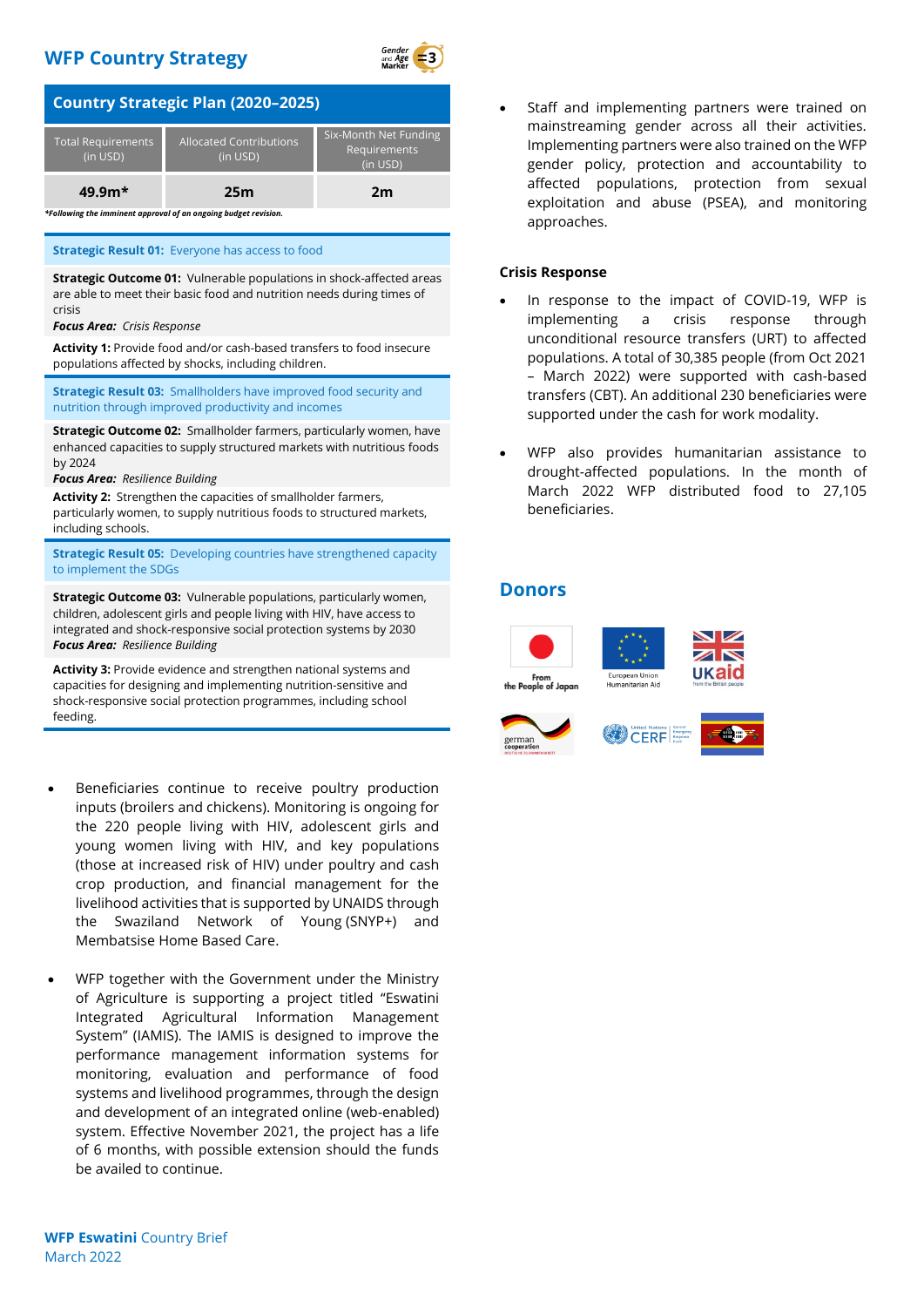## WFP Country Strategy

Gender and Age Marker 3

### Country Strategic Plan (2020–2025)

| Total Requirements (in USD) | Allocated Contributions (in USD) | Six-Month Net Funding Requirements (in USD) |
|---|---|---|
| 49.9m* | 25m | 2m |

*Following the imminent approval of an ongoing budget revision.

**Strategic Result 01:** Everyone has access to food

**Strategic Outcome 01:** Vulnerable populations in shock-affected areas are able to meet their basic food and nutrition needs during times of crisis

***Focus Area:*** *Crisis Response*

**Activity 1:** Provide food and/or cash-based transfers to food insecure populations affected by shocks, including children.

**Strategic Result 03:** Smallholders have improved food security and nutrition through improved productivity and incomes

**Strategic Outcome 02:** Smallholder farmers, particularly women, have enhanced capacities to supply structured markets with nutritious foods by 2024

***Focus Area:*** *Resilience Building*

**Activity 2:** Strengthen the capacities of smallholder farmers, particularly women, to supply nutritious foods to structured markets, including schools.

**Strategic Result 05:** Developing countries have strengthened capacity to implement the SDGs

**Strategic Outcome 03:** Vulnerable populations, particularly women, children, adolescent girls and people living with HIV, have access to integrated and shock-responsive social protection systems by 2030

***Focus Area:*** *Resilience Building*

**Activity 3:** Provide evidence and strengthen national systems and capacities for designing and implementing nutrition-sensitive and shock-responsive social protection programmes, including school feeding.

- Beneficiaries continue to receive poultry production inputs (broilers and chickens). Monitoring is ongoing for the 220 people living with HIV, adolescent girls and young women living with HIV, and key populations (those at increased risk of HIV) under poultry and cash crop production, and financial management for the livelihood activities that is supported by UNAIDS through the Swaziland Network of Young (SNYP+) and Membatsise Home Based Care.

- WFP together with the Government under the Ministry of Agriculture is supporting a project titled "Eswatini Integrated Agricultural Information Management System" (IAMIS). The IAMIS is designed to improve the performance management information systems for monitoring, evaluation and performance of food systems and livelihood programmes, through the design and development of an integrated online (web-enabled) system. Effective November 2021, the project has a life of 6 months, with possible extension should the funds be availed to continue.

- Staff and implementing partners were trained on mainstreaming gender across all their activities. Implementing partners were also trained on the WFP gender policy, protection and accountability to affected populations, protection from sexual exploitation and abuse (PSEA), and monitoring approaches.

### Crisis Response

- In response to the impact of COVID-19, WFP is implementing a crisis response through unconditional resource transfers (URT) to affected populations. A total of 30,385 people (from Oct 2021 – March 2022) were supported with cash-based transfers (CBT). An additional 230 beneficiaries were supported under the cash for work modality.

- WFP also provides humanitarian assistance to drought-affected populations. In the month of March 2022 WFP distributed food to 27,105 beneficiaries.

## Donors

From the People of Japan

European Union Humanitarian Aid

UKaid from the British people

german cooperation

United Nations CERF Central Emergency Response Fund